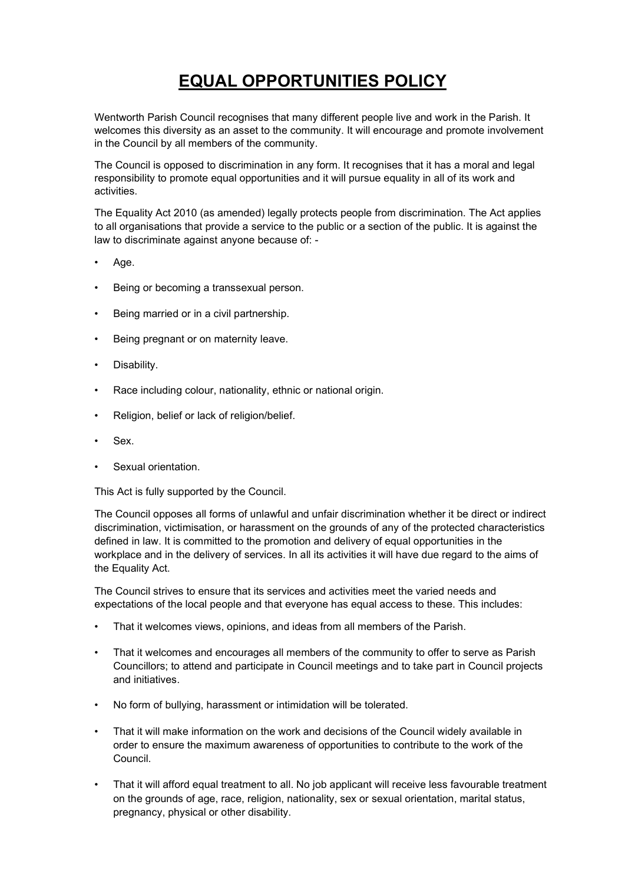# EQUAL OPPORTUNITIES POLICY

Wentworth Parish Council recognises that many different people live and work in the Parish. It welcomes this diversity as an asset to the community. It will encourage and promote involvement in the Council by all members of the community.

The Council is opposed to discrimination in any form. It recognises that it has a moral and legal responsibility to promote equal opportunities and it will pursue equality in all of its work and activities.

The Equality Act 2010 (as amended) legally protects people from discrimination. The Act applies to all organisations that provide a service to the public or a section of the public. It is against the law to discriminate against anyone because of: -

- Age.
- Being or becoming a transsexual person.
- Being married or in a civil partnership.
- Being pregnant or on maternity leave.
- Disability.
- Race including colour, nationality, ethnic or national origin.
- Religion, belief or lack of religion/belief.
- Sex.
- Sexual orientation.

This Act is fully supported by the Council.

The Council opposes all forms of unlawful and unfair discrimination whether it be direct or indirect discrimination, victimisation, or harassment on the grounds of any of the protected characteristics defined in law. It is committed to the promotion and delivery of equal opportunities in the workplace and in the delivery of services. In all its activities it will have due regard to the aims of the Equality Act.

The Council strives to ensure that its services and activities meet the varied needs and expectations of the local people and that everyone has equal access to these. This includes:

- That it welcomes views, opinions, and ideas from all members of the Parish.
- That it welcomes and encourages all members of the community to offer to serve as Parish Councillors; to attend and participate in Council meetings and to take part in Council projects and initiatives.
- No form of bullying, harassment or intimidation will be tolerated.
- That it will make information on the work and decisions of the Council widely available in order to ensure the maximum awareness of opportunities to contribute to the work of the Council.
- That it will afford equal treatment to all. No job applicant will receive less favourable treatment on the grounds of age, race, religion, nationality, sex or sexual orientation, marital status, pregnancy, physical or other disability.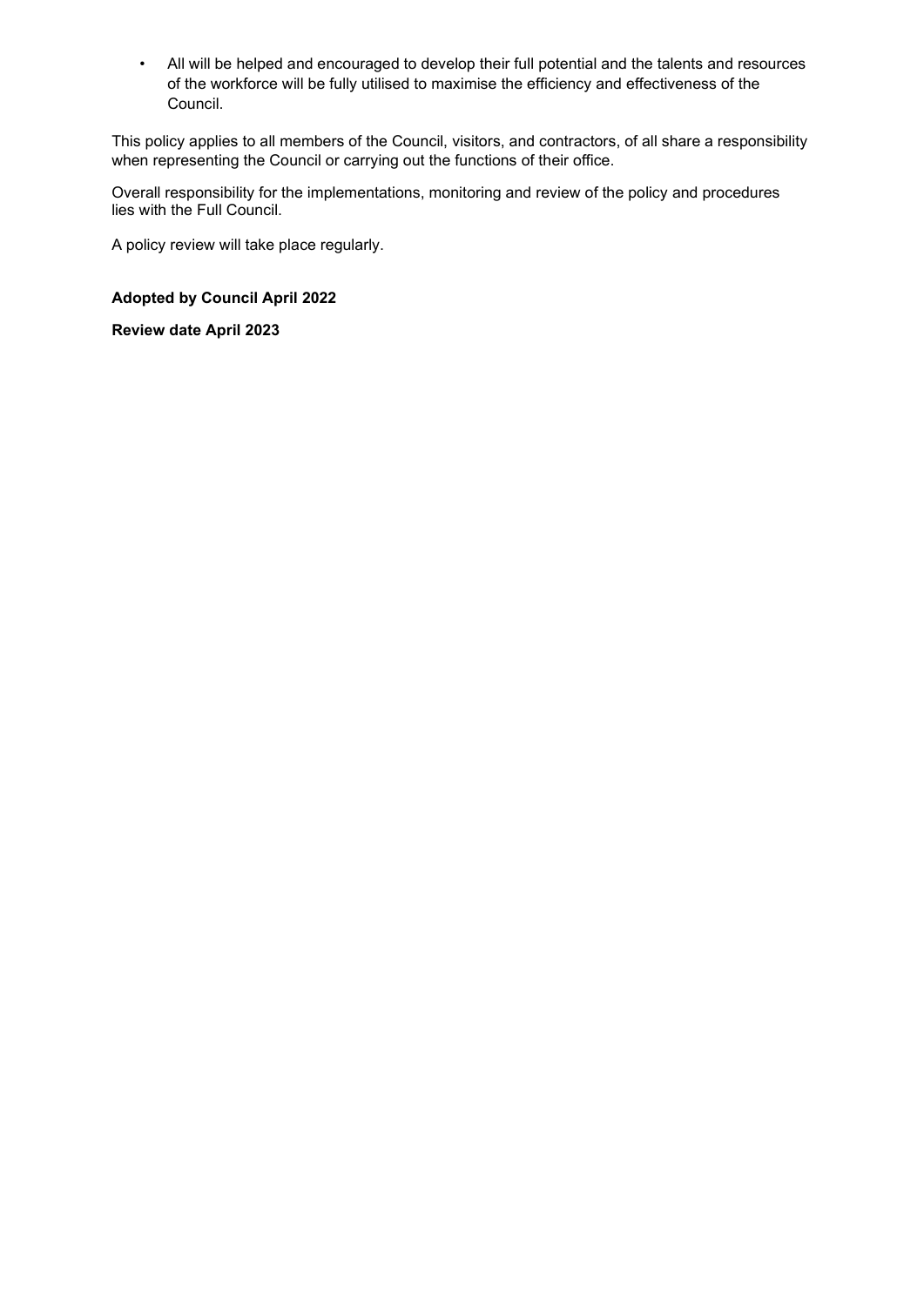- All will be helped and encouraged to develop their full potential and the talents and resources of the workforce will be fully utilised to maximise the efficiency and effectiveness of the Council.

This policy applies to all members of the Council, visitors, and contractors, of all share a responsibility when representing the Council or carrying out the functions of their office.

Overall responsibility for the implementations, monitoring and review of the policy and procedures lies with the Full Council.

A policy review will take place regularly.

**Adopted by Council April 2022**

**Review date April 2023**